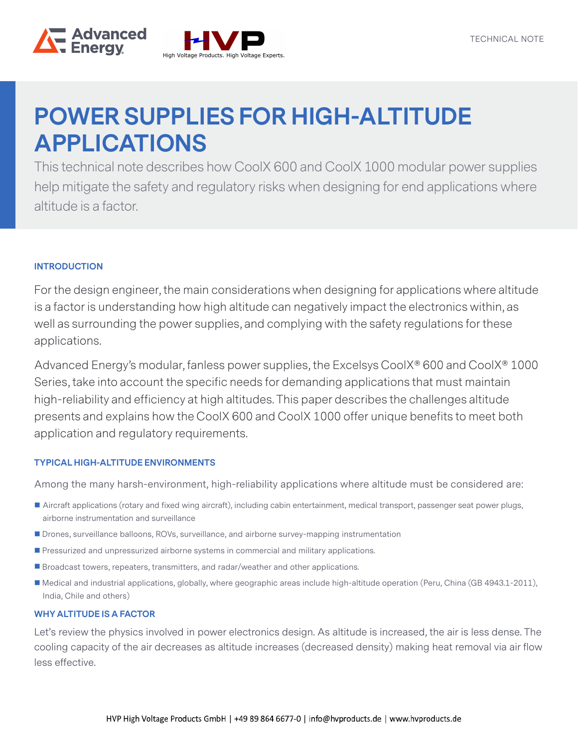TECHNICAL NOTE

# POWER SUPPLIES FOR HIGH-ALTITUDE APPLICATIONS

This technical note describes how CoolX 600 and CoolX 1000 modular power supplies help mitigate the safety and regulatory risks when designing for end applications where altitude is a factor.

## INTRODUCTION

For the design engineer, the main considerations when designing for applications where altitude is a factor is understanding how high altitude can negatively impact the electronics within, as well as surrounding the power supplies, and complying with the safety regulations for these applications.

Advanced Energy's modular, fanless power supplies, the Excelsys CoolX® 600 and CoolX® 1000 Series, take into account the specific needs for demanding applications that must maintain high-reliability and efficiency at high altitudes. This paper describes the challenges altitude presents and explains how the CoolX 600 and CoolX 1000 offer unique benefits to meet both application and regulatory requirements.

## TYPICAL HIGH-ALTITUDE ENVIRONMENTS

Among the many harsh-environment, high-reliability applications where altitude must be considered are:

- Aircraft applications (rotary and fixed wing aircraft), including cabin entertainment, medical transport, passenger seat power plugs, airborne instrumentation and surveillance
- Drones, surveillance balloons, ROVs, surveillance, and airborne survey-mapping instrumentation
- Pressurized and unpressurized airborne systems in commercial and military applications.
- Broadcast towers, repeaters, transmitters, and radar/weather and other applications.
- Medical and industrial applications, globally, where geographic areas include high-altitude operation (Peru, China (GB 4943.1-2011), India, Chile and others)

## WHY ALTITUDE IS A FACTOR

Let's review the physics involved in power electronics design. As altitude is increased, the air is less dense. The cooling capacity of the air decreases as altitude increases (decreased density) making heat removal via air flow less effective.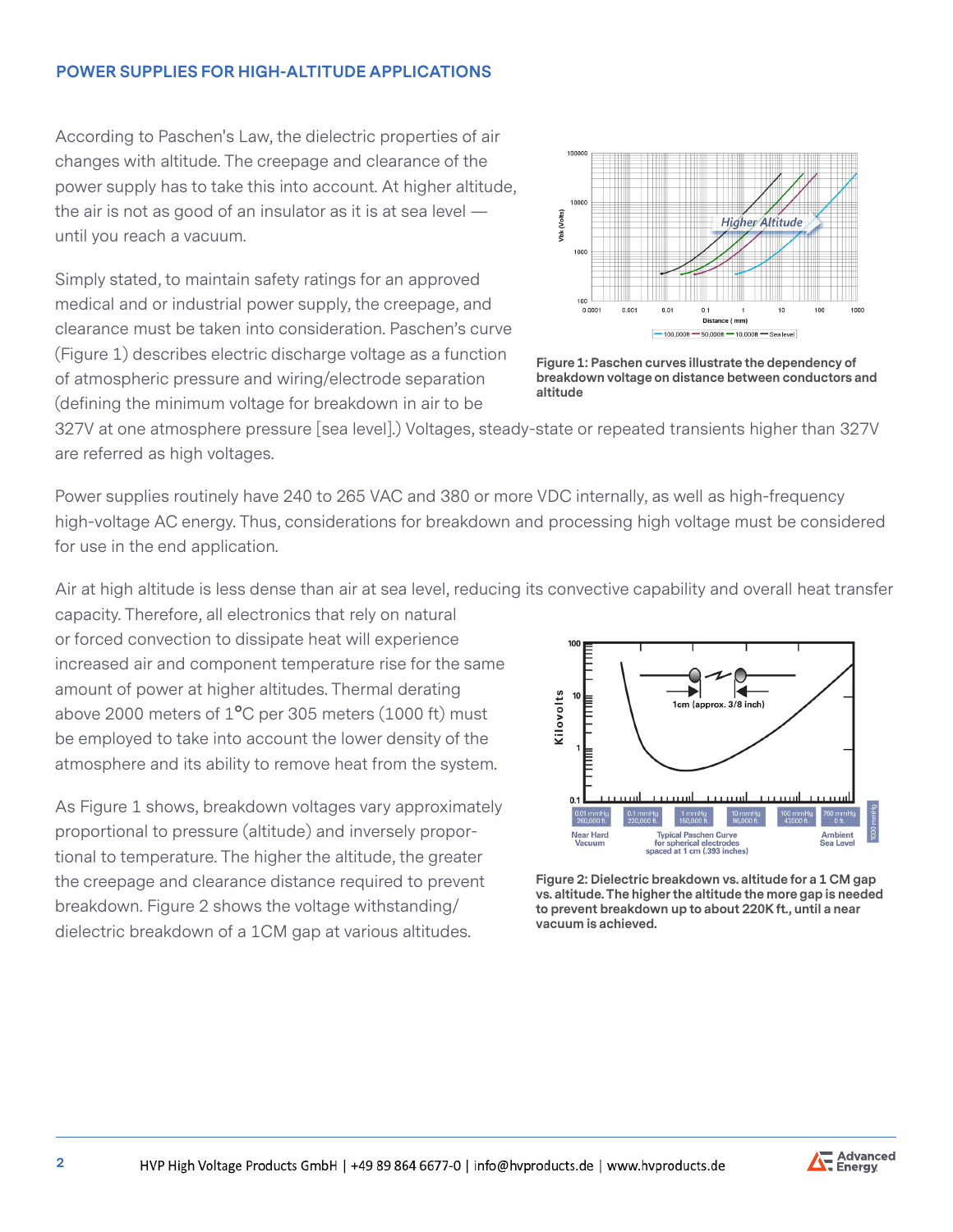## POWER SUPPLIES FOR HIGH-ALTITUDE APPLICATIONS

According to Paschen's Law, the dielectric properties of air changes with altitude. The creepage and clearance of the power supply has to take this into account. At higher altitude, the air is not as good of an insulator as it is at sea level — until you reach a vacuum.

Simply stated, to maintain safety ratings for an approved medical and or industrial power supply, the creepage, and clearance must be taken into consideration. Paschen's curve (Figure 1) describes electric discharge voltage as a function of atmospheric pressure and wiring/electrode separation (defining the minimum voltage for breakdown in air to be 327V at one atmosphere pressure [sea level].) Voltages, steady-state or repeated transients higher than 327V are referred as high voltages.

**Figure 1: Paschen curves illustrate the dependency of breakdown voltage on distance between conductors and altitude**

Power supplies routinely have 240 to 265 VAC and 380 or more VDC internally, as well as high-frequency high-voltage AC energy. Thus, considerations for breakdown and processing high voltage must be considered for use in the end application.

Air at high altitude is less dense than air at sea level, reducing its convective capability and overall heat transfer capacity. Therefore, all electronics that rely on natural or forced convection to dissipate heat will experience increased air and component temperature rise for the same amount of power at higher altitudes. Thermal derating above 2000 meters of 1°C per 305 meters (1000 ft) must be employed to take into account the lower density of the atmosphere and its ability to remove heat from the system.

As Figure 1 shows, breakdown voltages vary approximately proportional to pressure (altitude) and inversely proportional to temperature. The higher the altitude, the greater the creepage and clearance distance required to prevent breakdown. Figure 2 shows the voltage withstanding/dielectric breakdown of a 1CM gap at various altitudes.

**Figure 2: Dielectric breakdown vs. altitude for a 1 CM gap vs. altitude. The higher the altitude the more gap is needed to prevent breakdown up to about 220K ft., until a near vacuum is achieved.**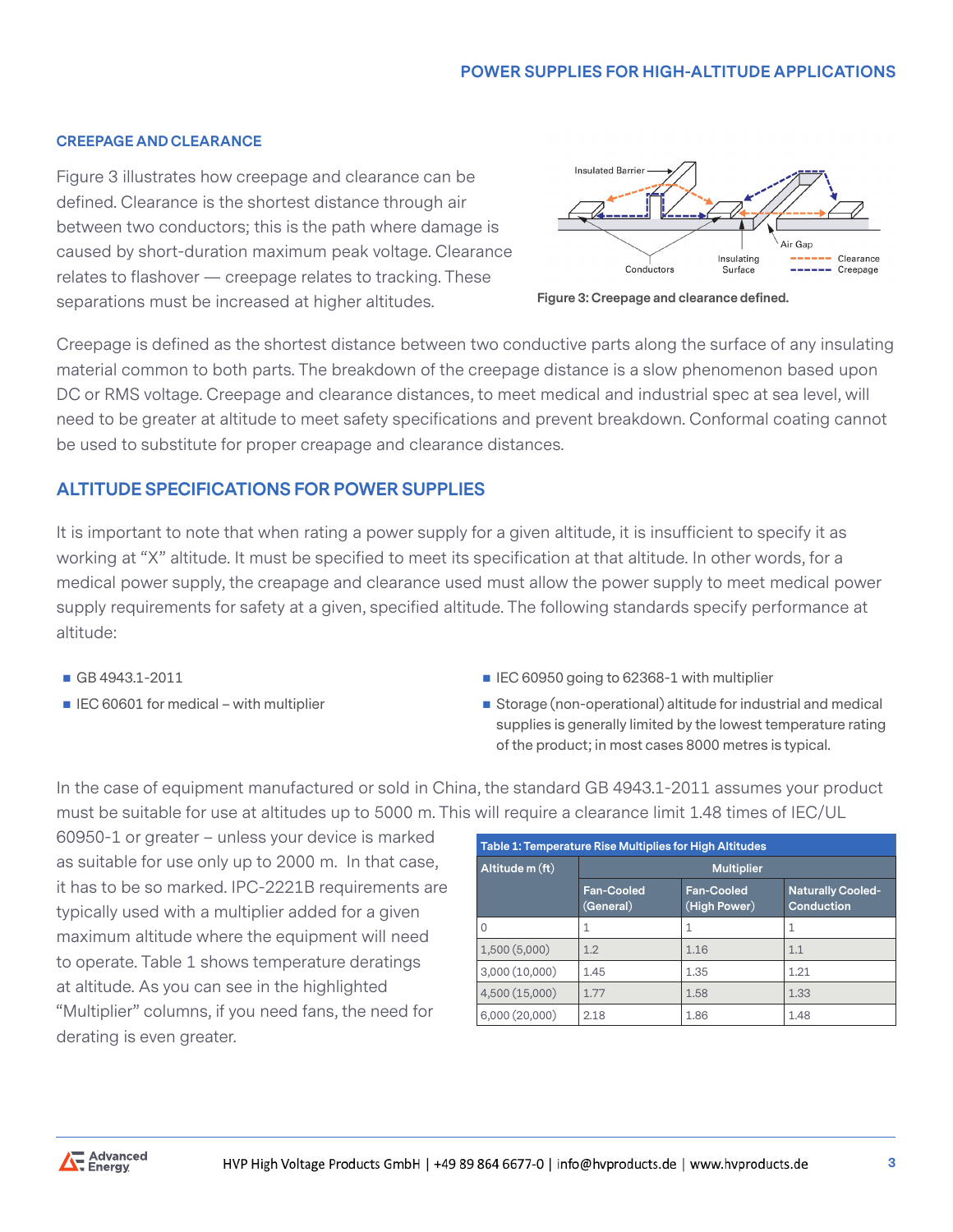## CREEPAGE AND CLEARANCE

Figure 3 illustrates how creepage and clearance can be defined. Clearance is the shortest distance through air between two conductors; this is the path where damage is caused by short-duration maximum peak voltage. Clearance relates to flashover — creepage relates to tracking. These separations must be increased at higher altitudes.

Figure 3: Creepage and clearance defined.

Creepage is defined as the shortest distance between two conductive parts along the surface of any insulating material common to both parts. The breakdown of the creepage distance is a slow phenomenon based upon DC or RMS voltage. Creepage and clearance distances, to meet medical and industrial spec at sea level, will need to be greater at altitude to meet safety specifications and prevent breakdown. Conformal coating cannot be used to substitute for proper creapage and clearance distances.

## ALTITUDE SPECIFICATIONS FOR POWER SUPPLIES

It is important to note that when rating a power supply for a given altitude, it is insufficient to specify it as working at "X" altitude. It must be specified to meet its specification at that altitude. In other words, for a medical power supply, the creapage and clearance used must allow the power supply to meet medical power supply requirements for safety at a given, specified altitude. The following standards specify performance at altitude:

- GB 4943.1-2011
- IEC 60601 for medical – with multiplier
- IEC 60950 going to 62368-1 with multiplier
- Storage (non-operational) altitude for industrial and medical supplies is generally limited by the lowest temperature rating of the product; in most cases 8000 metres is typical.

In the case of equipment manufactured or sold in China, the standard GB 4943.1-2011 assumes your product must be suitable for use at altitudes up to 5000 m. This will require a clearance limit 1.48 times of IEC/UL 60950-1 or greater – unless your device is marked as suitable for use only up to 2000 m. In that case, it has to be so marked. IPC-2221B requirements are typically used with a multiplier added for a given maximum altitude where the equipment will need to operate. Table 1 shows temperature deratings at altitude. As you can see in the highlighted "Multiplier" columns, if you need fans, the need for derating is even greater.

**Table 1: Temperature Rise Multipliers for High Altitudes**

| Altitude m (ft) | Multiplier | | |
|---|---|---|---|
| | Fan-Cooled (General) | Fan-Cooled (High Power) | Naturally Cooled-Conduction |
| 0 | 1 | 1 | 1 |
| 1,500 (5,000) | 1.2 | 1.16 | 1.1 |
| 3,000 (10,000) | 1.45 | 1.35 | 1.21 |
| 4,500 (15,000) | 1.77 | 1.58 | 1.33 |
| 6,000 (20,000) | 2.18 | 1.86 | 1.48 |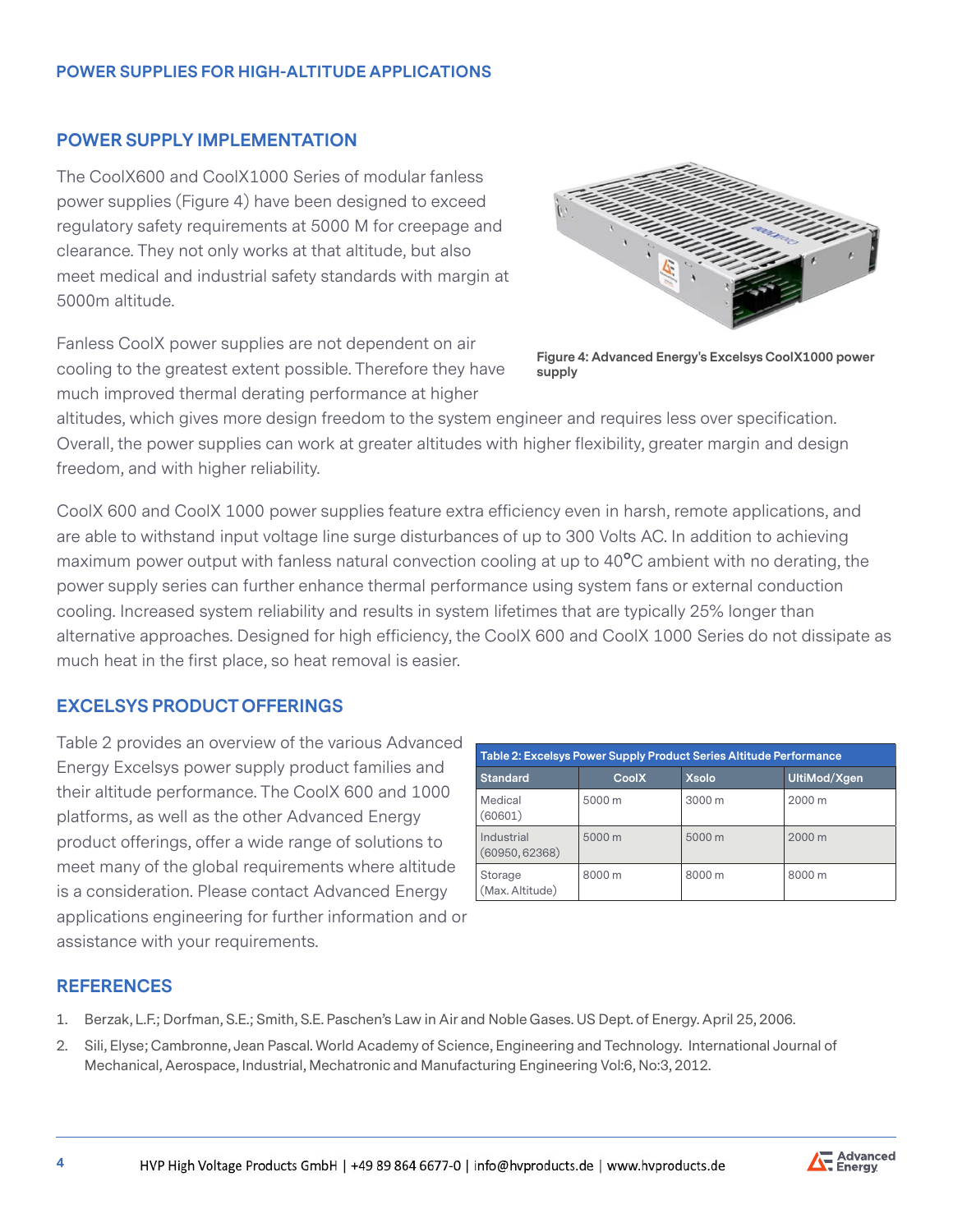## POWER SUPPLY IMPLEMENTATION

The CoolX600 and CoolX1000 Series of modular fanless power supplies (Figure 4) have been designed to exceed regulatory safety requirements at 5000 M for creepage and clearance. They not only works at that altitude, but also meet medical and industrial safety standards with margin at 5000m altitude.

Fanless CoolX power supplies are not dependent on air cooling to the greatest extent possible. Therefore they have much improved thermal derating performance at higher altitudes, which gives more design freedom to the system engineer and requires less over specification. Overall, the power supplies can work at greater altitudes with higher flexibility, greater margin and design freedom, and with higher reliability.

**Figure 4: Advanced Energy's Excelsys CoolX1000 power supply**

CoolX 600 and CoolX 1000 power supplies feature extra efficiency even in harsh, remote applications, and are able to withstand input voltage line surge disturbances of up to 300 Volts AC. In addition to achieving maximum power output with fanless natural convection cooling at up to 40°C ambient with no derating, the power supply series can further enhance thermal performance using system fans or external conduction cooling. Increased system reliability and results in system lifetimes that are typically 25% longer than alternative approaches. Designed for high efficiency, the CoolX 600 and CoolX 1000 Series do not dissipate as much heat in the first place, so heat removal is easier.

## EXCELSYS PRODUCT OFFERINGS

Table 2 provides an overview of the various Advanced Energy Excelsys power supply product families and their altitude performance. The CoolX 600 and 1000 platforms, as well as the other Advanced Energy product offerings, offer a wide range of solutions to meet many of the global requirements where altitude is a consideration. Please contact Advanced Energy applications engineering for further information and or assistance with your requirements.

**Table 2: Excelsys Power Supply Product Series Altitude Performance**

| Standard | CoolX | Xsolo | UltiMod/Xgen |
|---|---|---|---|
| Medical (60601) | 5000 m | 3000 m | 2000 m |
| Industrial (60950, 62368) | 5000 m | 5000 m | 2000 m |
| Storage (Max. Altitude) | 8000 m | 8000 m | 8000 m |

## REFERENCES

1. Berzak, L.F.; Dorfman, S.E.; Smith, S.E. Paschen's Law in Air and Noble Gases. US Dept. of Energy. April 25, 2006.
2. Sili, Elyse; Cambronne, Jean Pascal. World Academy of Science, Engineering and Technology. International Journal of Mechanical, Aerospace, Industrial, Mechatronic and Manufacturing Engineering Vol:6, No:3, 2012.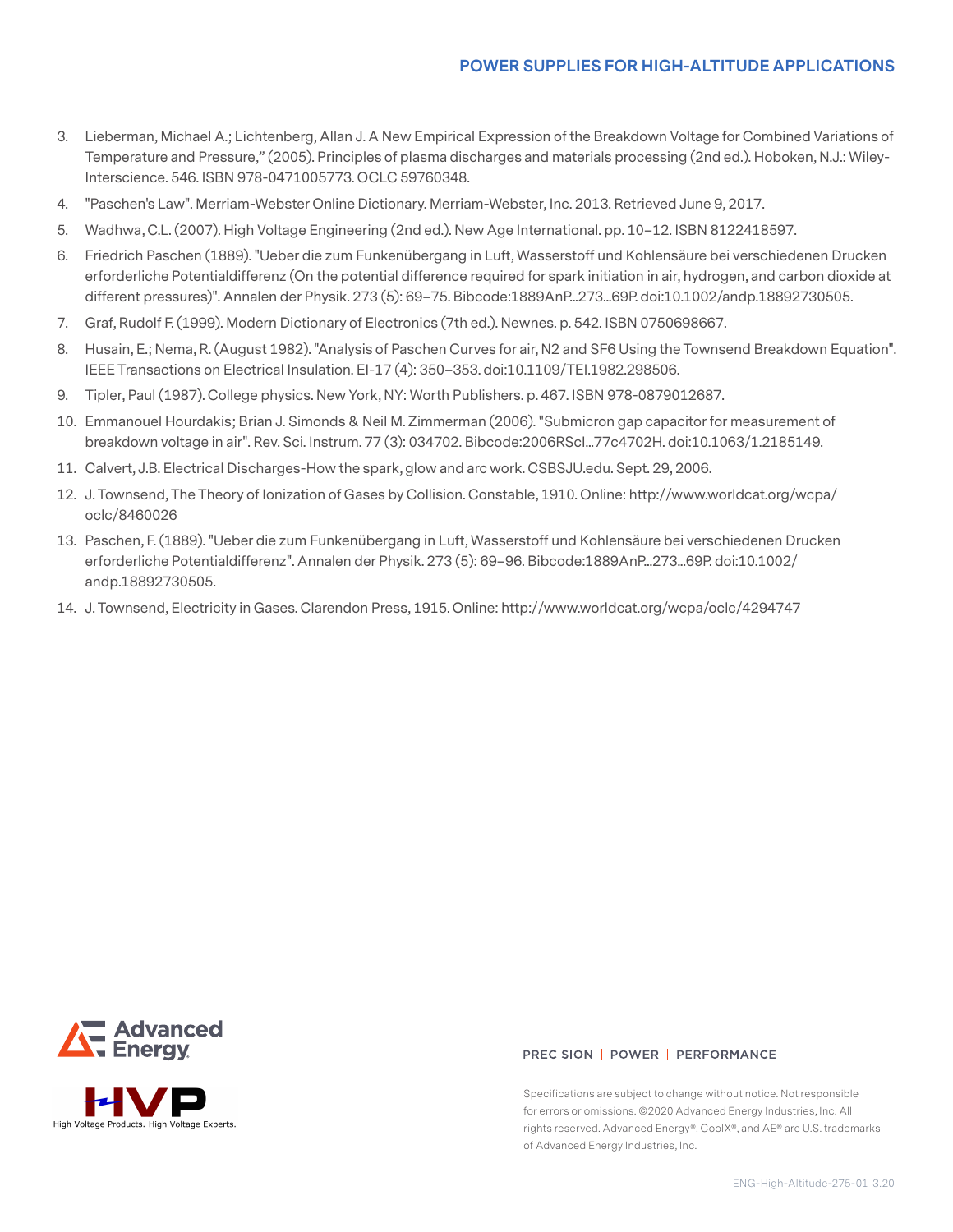3. Lieberman, Michael A.; Lichtenberg, Allan J. A New Empirical Expression of the Breakdown Voltage for Combined Variations of Temperature and Pressure," (2005). Principles of plasma discharges and materials processing (2nd ed.). Hoboken, N.J.: Wiley-Interscience. 546. ISBN 978-0471005773. OCLC 59760348.
4. "Paschen's Law". Merriam-Webster Online Dictionary. Merriam-Webster, Inc. 2013. Retrieved June 9, 2017.
5. Wadhwa, C.L. (2007). High Voltage Engineering (2nd ed.). New Age International. pp. 10–12. ISBN 8122418597.
6. Friedrich Paschen (1889). "Ueber die zum Funkenübergang in Luft, Wasserstoff und Kohlensäure bei verschiedenen Drucken erforderliche Potentialdifferenz (On the potential difference required for spark initiation in air, hydrogen, and carbon dioxide at different pressures)". Annalen der Physik. 273 (5): 69–75. Bibcode:1889AnP...273...69P. doi:10.1002/andp.18892730505.
7. Graf, Rudolf F. (1999). Modern Dictionary of Electronics (7th ed.). Newnes. p. 542. ISBN 0750698667.
8. Husain, E.; Nema, R. (August 1982). "Analysis of Paschen Curves for air, N2 and SF6 Using the Townsend Breakdown Equation". IEEE Transactions on Electrical Insulation. EI-17 (4): 350–353. doi:10.1109/TEI.1982.298506.
9. Tipler, Paul (1987). College physics. New York, NY: Worth Publishers. p. 467. ISBN 978-0879012687.
10. Emmanouel Hourdakis; Brian J. Simonds & Neil M. Zimmerman (2006). "Submicron gap capacitor for measurement of breakdown voltage in air". Rev. Sci. Instrum. 77 (3): 034702. Bibcode:2006RScI...77c4702H. doi:10.1063/1.2185149.
11. Calvert, J.B. Electrical Discharges-How the spark, glow and arc work. CSBSJU.edu. Sept. 29, 2006.
12. J. Townsend, The Theory of Ionization of Gases by Collision. Constable, 1910. Online: http://www.worldcat.org/wcpa/oclc/8460026
13. Paschen, F. (1889). "Ueber die zum Funkenübergang in Luft, Wasserstoff und Kohlensäure bei verschiedenen Drucken erforderliche Potentialdifferenz". Annalen der Physik. 273 (5): 69–96. Bibcode:1889AnP...273...69P. doi:10.1002/andp.18892730505.
14. J. Townsend, Electricity in Gases. Clarendon Press, 1915. Online: http://www.worldcat.org/wcpa/oclc/4294747

Advanced Energy

HVP
High Voltage Products. High Voltage Experts.

PRECISION | POWER | PERFORMANCE

Specifications are subject to change without notice. Not responsible for errors or omissions. ©2020 Advanced Energy Industries, Inc. All rights reserved. Advanced Energy®, CoolX®, and AE® are U.S. trademarks of Advanced Energy Industries, Inc.

ENG-High-Altitude-275-01 3.20